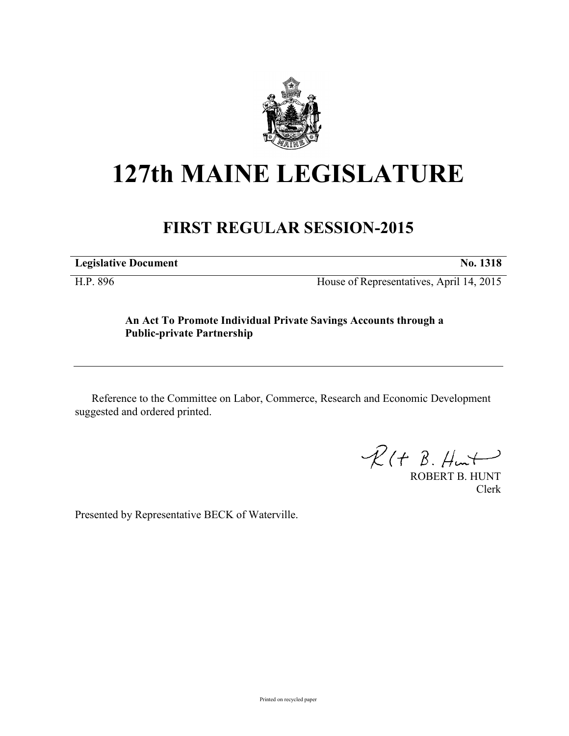# 127th MAINE LEGISLATURE

## FIRST REGULAR SESSION-2015

**Legislative Document** **No. 1318**

H.P. 896 House of Representatives, April 14, 2015

**An Act To Promote Individual Private Savings Accounts through a Public-private Partnership**

Reference to the Committee on Labor, Commerce, Research and Economic Development suggested and ordered printed.

ROBERT B. HUNT
Clerk

Presented by Representative BECK of Waterville.

Printed on recycled paper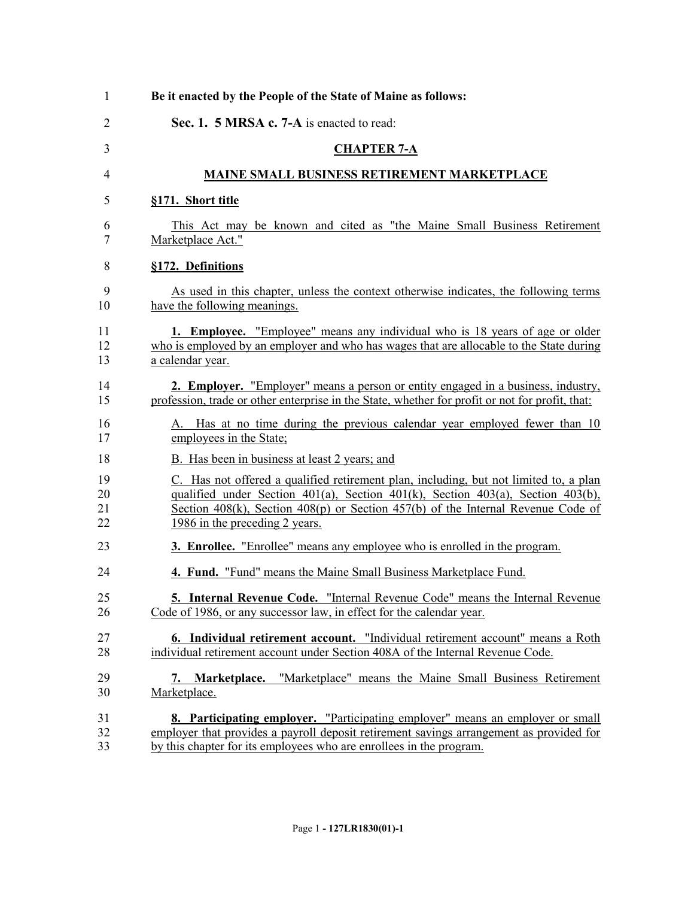**Be it enacted by the People of the State of Maine as follows:**

**Sec. 1. 5 MRSA c. 7-A** is enacted to read:

## CHAPTER 7-A

## MAINE SMALL BUSINESS RETIREMENT MARKETPLACE

### §171. Short title

This Act may be known and cited as "the Maine Small Business Retirement Marketplace Act."

### §172. Definitions

As used in this chapter, unless the context otherwise indicates, the following terms have the following meanings.

**1. Employee.** "Employee" means any individual who is 18 years of age or older who is employed by an employer and who has wages that are allocable to the State during a calendar year.

**2. Employer.** "Employer" means a person or entity engaged in a business, industry, profession, trade or other enterprise in the State, whether for profit or not for profit, that:

A. Has at no time during the previous calendar year employed fewer than 10 employees in the State;

B. Has been in business at least 2 years; and

C. Has not offered a qualified retirement plan, including, but not limited to, a plan qualified under Section 401(a), Section 401(k), Section 403(a), Section 403(b), Section 408(k), Section 408(p) or Section 457(b) of the Internal Revenue Code of 1986 in the preceding 2 years.

**3. Enrollee.** "Enrollee" means any employee who is enrolled in the program.

**4. Fund.** "Fund" means the Maine Small Business Marketplace Fund.

**5. Internal Revenue Code.** "Internal Revenue Code" means the Internal Revenue Code of 1986, or any successor law, in effect for the calendar year.

**6. Individual retirement account.** "Individual retirement account" means a Roth individual retirement account under Section 408A of the Internal Revenue Code.

**7. Marketplace.** "Marketplace" means the Maine Small Business Retirement Marketplace.

**8. Participating employer.** "Participating employer" means an employer or small employer that provides a payroll deposit retirement savings arrangement as provided for by this chapter for its employees who are enrollees in the program.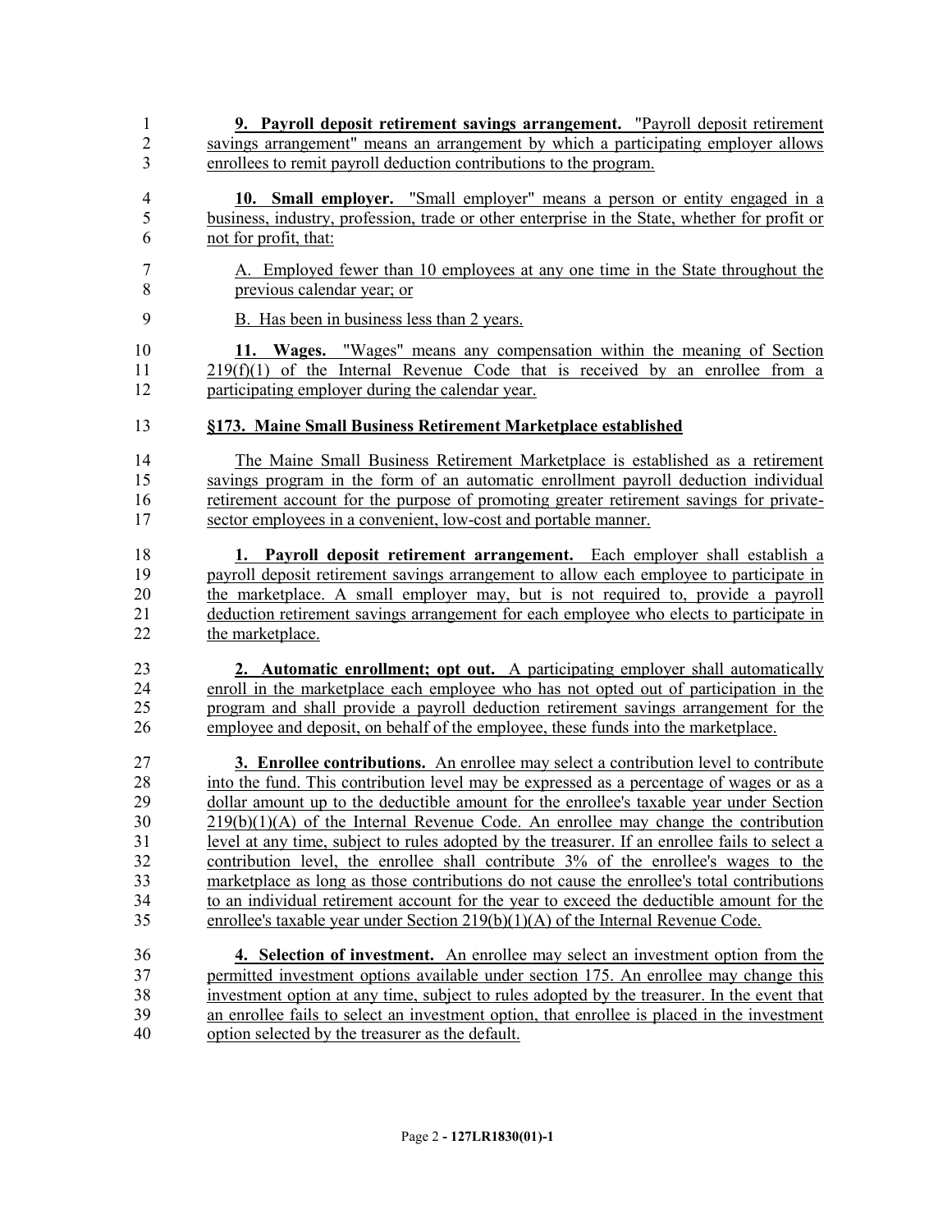**9. Payroll deposit retirement savings arrangement.** "Payroll deposit retirement savings arrangement" means an arrangement by which a participating employer allows enrollees to remit payroll deduction contributions to the program.

**10. Small employer.** "Small employer" means a person or entity engaged in a business, industry, profession, trade or other enterprise in the State, whether for profit or not for profit, that:

A. Employed fewer than 10 employees at any one time in the State throughout the previous calendar year; or

B. Has been in business less than 2 years.

**11. Wages.** "Wages" means any compensation within the meaning of Section 219(f)(1) of the Internal Revenue Code that is received by an enrollee from a participating employer during the calendar year.

**§173. Maine Small Business Retirement Marketplace established**

The Maine Small Business Retirement Marketplace is established as a retirement savings program in the form of an automatic enrollment payroll deduction individual retirement account for the purpose of promoting greater retirement savings for private-sector employees in a convenient, low-cost and portable manner.

**1. Payroll deposit retirement arrangement.** Each employer shall establish a payroll deposit retirement savings arrangement to allow each employee to participate in the marketplace. A small employer may, but is not required to, provide a payroll deduction retirement savings arrangement for each employee who elects to participate in the marketplace.

**2. Automatic enrollment; opt out.** A participating employer shall automatically enroll in the marketplace each employee who has not opted out of participation in the program and shall provide a payroll deduction retirement savings arrangement for the employee and deposit, on behalf of the employee, these funds into the marketplace.

**3. Enrollee contributions.** An enrollee may select a contribution level to contribute into the fund. This contribution level may be expressed as a percentage of wages or as a dollar amount up to the deductible amount for the enrollee's taxable year under Section 219(b)(1)(A) of the Internal Revenue Code. An enrollee may change the contribution level at any time, subject to rules adopted by the treasurer. If an enrollee fails to select a contribution level, the enrollee shall contribute 3% of the enrollee's wages to the marketplace as long as those contributions do not cause the enrollee's total contributions to an individual retirement account for the year to exceed the deductible amount for the enrollee's taxable year under Section 219(b)(1)(A) of the Internal Revenue Code.

**4. Selection of investment.** An enrollee may select an investment option from the permitted investment options available under section 175. An enrollee may change this investment option at any time, subject to rules adopted by the treasurer. In the event that an enrollee fails to select an investment option, that enrollee is placed in the investment option selected by the treasurer as the default.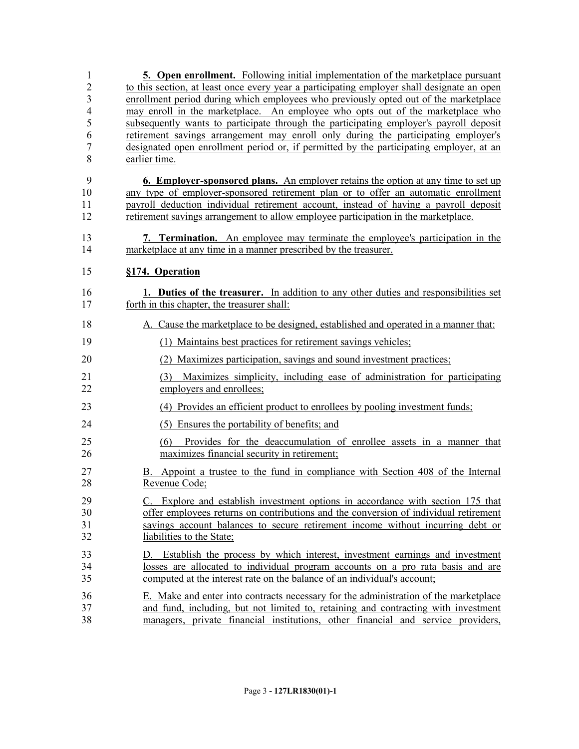**5. Open enrollment.** Following initial implementation of the marketplace pursuant to this section, at least once every year a participating employer shall designate an open enrollment period during which employees who previously opted out of the marketplace may enroll in the marketplace. An employee who opts out of the marketplace who subsequently wants to participate through the participating employer's payroll deposit retirement savings arrangement may enroll only during the participating employer's designated open enrollment period or, if permitted by the participating employer, at an earlier time.

**6. Employer-sponsored plans.** An employer retains the option at any time to set up any type of employer-sponsored retirement plan or to offer an automatic enrollment payroll deduction individual retirement account, instead of having a payroll deposit retirement savings arrangement to allow employee participation in the marketplace.

**7. Termination.** An employee may terminate the employee's participation in the marketplace at any time in a manner prescribed by the treasurer.

**§174. Operation**

**1. Duties of the treasurer.** In addition to any other duties and responsibilities set forth in this chapter, the treasurer shall:

A. Cause the marketplace to be designed, established and operated in a manner that:

(1) Maintains best practices for retirement savings vehicles;

(2) Maximizes participation, savings and sound investment practices;

(3) Maximizes simplicity, including ease of administration for participating employers and enrollees;

(4) Provides an efficient product to enrollees by pooling investment funds;

(5) Ensures the portability of benefits; and

(6) Provides for the deaccumulation of enrollee assets in a manner that maximizes financial security in retirement;

B. Appoint a trustee to the fund in compliance with Section 408 of the Internal Revenue Code;

C. Explore and establish investment options in accordance with section 175 that offer employees returns on contributions and the conversion of individual retirement savings account balances to secure retirement income without incurring debt or liabilities to the State;

D. Establish the process by which interest, investment earnings and investment losses are allocated to individual program accounts on a pro rata basis and are computed at the interest rate on the balance of an individual's account;

E. Make and enter into contracts necessary for the administration of the marketplace and fund, including, but not limited to, retaining and contracting with investment managers, private financial institutions, other financial and service providers,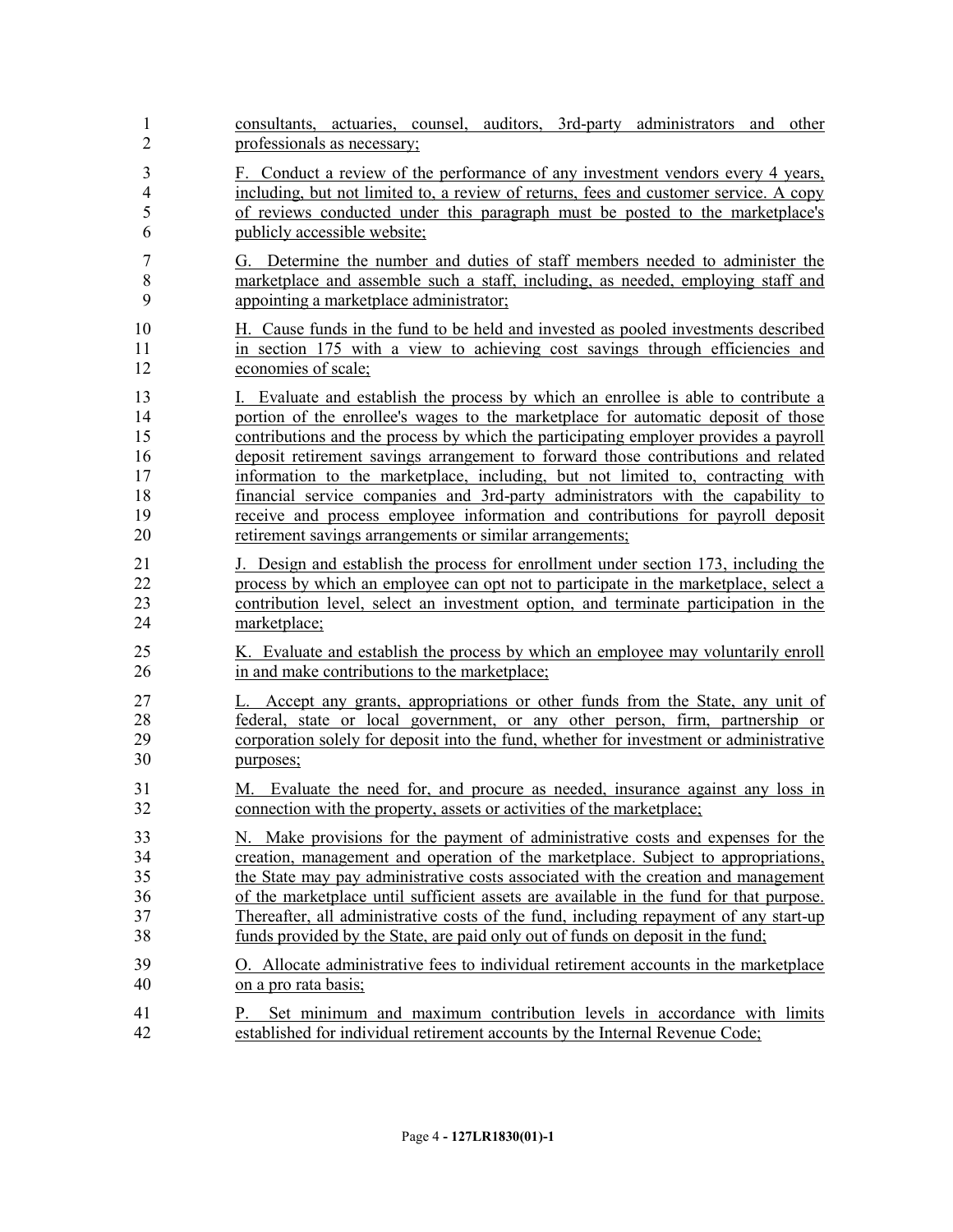consultants, actuaries, counsel, auditors, 3rd-party administrators and other professionals as necessary;

F. Conduct a review of the performance of any investment vendors every 4 years, including, but not limited to, a review of returns, fees and customer service. A copy of reviews conducted under this paragraph must be posted to the marketplace's publicly accessible website;

G. Determine the number and duties of staff members needed to administer the marketplace and assemble such a staff, including, as needed, employing staff and appointing a marketplace administrator;

H. Cause funds in the fund to be held and invested as pooled investments described in section 175 with a view to achieving cost savings through efficiencies and economies of scale;

I. Evaluate and establish the process by which an enrollee is able to contribute a portion of the enrollee's wages to the marketplace for automatic deposit of those contributions and the process by which the participating employer provides a payroll deposit retirement savings arrangement to forward those contributions and related information to the marketplace, including, but not limited to, contracting with financial service companies and 3rd-party administrators with the capability to receive and process employee information and contributions for payroll deposit retirement savings arrangements or similar arrangements;

J. Design and establish the process for enrollment under section 173, including the process by which an employee can opt not to participate in the marketplace, select a contribution level, select an investment option, and terminate participation in the marketplace;

K. Evaluate and establish the process by which an employee may voluntarily enroll in and make contributions to the marketplace;

L. Accept any grants, appropriations or other funds from the State, any unit of federal, state or local government, or any other person, firm, partnership or corporation solely for deposit into the fund, whether for investment or administrative purposes;

M. Evaluate the need for, and procure as needed, insurance against any loss in connection with the property, assets or activities of the marketplace;

N. Make provisions for the payment of administrative costs and expenses for the creation, management and operation of the marketplace. Subject to appropriations, the State may pay administrative costs associated with the creation and management of the marketplace until sufficient assets are available in the fund for that purpose. Thereafter, all administrative costs of the fund, including repayment of any start-up funds provided by the State, are paid only out of funds on deposit in the fund;

O. Allocate administrative fees to individual retirement accounts in the marketplace on a pro rata basis;

P. Set minimum and maximum contribution levels in accordance with limits established for individual retirement accounts by the Internal Revenue Code;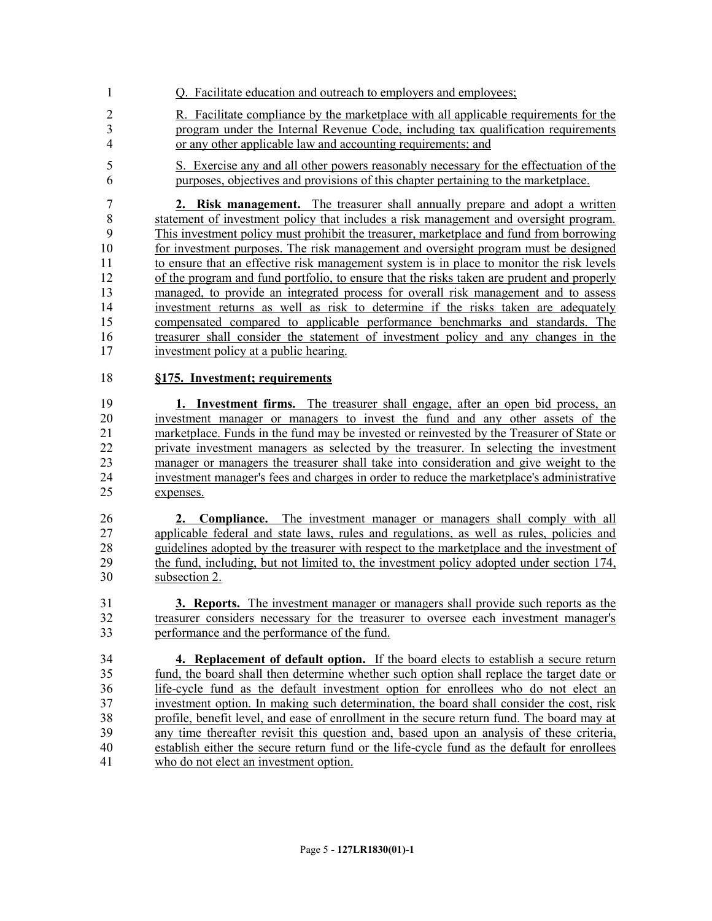Q. Facilitate education and outreach to employers and employees;

R. Facilitate compliance by the marketplace with all applicable requirements for the program under the Internal Revenue Code, including tax qualification requirements or any other applicable law and accounting requirements; and

S. Exercise any and all other powers reasonably necessary for the effectuation of the purposes, objectives and provisions of this chapter pertaining to the marketplace.

**2. Risk management.** The treasurer shall annually prepare and adopt a written statement of investment policy that includes a risk management and oversight program. This investment policy must prohibit the treasurer, marketplace and fund from borrowing for investment purposes. The risk management and oversight program must be designed to ensure that an effective risk management system is in place to monitor the risk levels of the program and fund portfolio, to ensure that the risks taken are prudent and properly managed, to provide an integrated process for overall risk management and to assess investment returns as well as risk to determine if the risks taken are adequately compensated compared to applicable performance benchmarks and standards. The treasurer shall consider the statement of investment policy and any changes in the investment policy at a public hearing.

**§175. Investment; requirements**

**1. Investment firms.** The treasurer shall engage, after an open bid process, an investment manager or managers to invest the fund and any other assets of the marketplace. Funds in the fund may be invested or reinvested by the Treasurer of State or private investment managers as selected by the treasurer. In selecting the investment manager or managers the treasurer shall take into consideration and give weight to the investment manager's fees and charges in order to reduce the marketplace's administrative expenses.

**2. Compliance.** The investment manager or managers shall comply with all applicable federal and state laws, rules and regulations, as well as rules, policies and guidelines adopted by the treasurer with respect to the marketplace and the investment of the fund, including, but not limited to, the investment policy adopted under section 174, subsection 2.

**3. Reports.** The investment manager or managers shall provide such reports as the treasurer considers necessary for the treasurer to oversee each investment manager's performance and the performance of the fund.

**4. Replacement of default option.** If the board elects to establish a secure return fund, the board shall then determine whether such option shall replace the target date or life-cycle fund as the default investment option for enrollees who do not elect an investment option. In making such determination, the board shall consider the cost, risk profile, benefit level, and ease of enrollment in the secure return fund. The board may at any time thereafter revisit this question and, based upon an analysis of these criteria, establish either the secure return fund or the life-cycle fund as the default for enrollees who do not elect an investment option.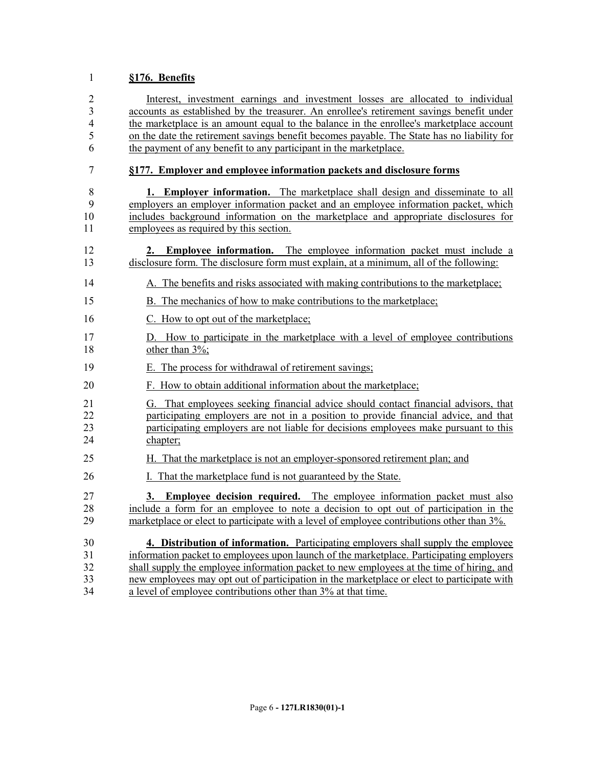**§176. Benefits**

Interest, investment earnings and investment losses are allocated to individual accounts as established by the treasurer. An enrollee's retirement savings benefit under the marketplace is an amount equal to the balance in the enrollee's marketplace account on the date the retirement savings benefit becomes payable. The State has no liability for the payment of any benefit to any participant in the marketplace.

**§177. Employer and employee information packets and disclosure forms**

**1. Employer information.** The marketplace shall design and disseminate to all employers an employer information packet and an employee information packet, which includes background information on the marketplace and appropriate disclosures for employees as required by this section.

**2. Employee information.** The employee information packet must include a disclosure form. The disclosure form must explain, at a minimum, all of the following:

A. The benefits and risks associated with making contributions to the marketplace;

B. The mechanics of how to make contributions to the marketplace;

C. How to opt out of the marketplace;

D. How to participate in the marketplace with a level of employee contributions other than 3%;

E. The process for withdrawal of retirement savings;

F. How to obtain additional information about the marketplace;

G. That employees seeking financial advice should contact financial advisors, that participating employers are not in a position to provide financial advice, and that participating employers are not liable for decisions employees make pursuant to this chapter;

H. That the marketplace is not an employer-sponsored retirement plan; and

I. That the marketplace fund is not guaranteed by the State.

**3. Employee decision required.** The employee information packet must also include a form for an employee to note a decision to opt out of participation in the marketplace or elect to participate with a level of employee contributions other than 3%.

**4. Distribution of information.** Participating employers shall supply the employee information packet to employees upon launch of the marketplace. Participating employers shall supply the employee information packet to new employees at the time of hiring, and new employees may opt out of participation in the marketplace or elect to participate with a level of employee contributions other than 3% at that time.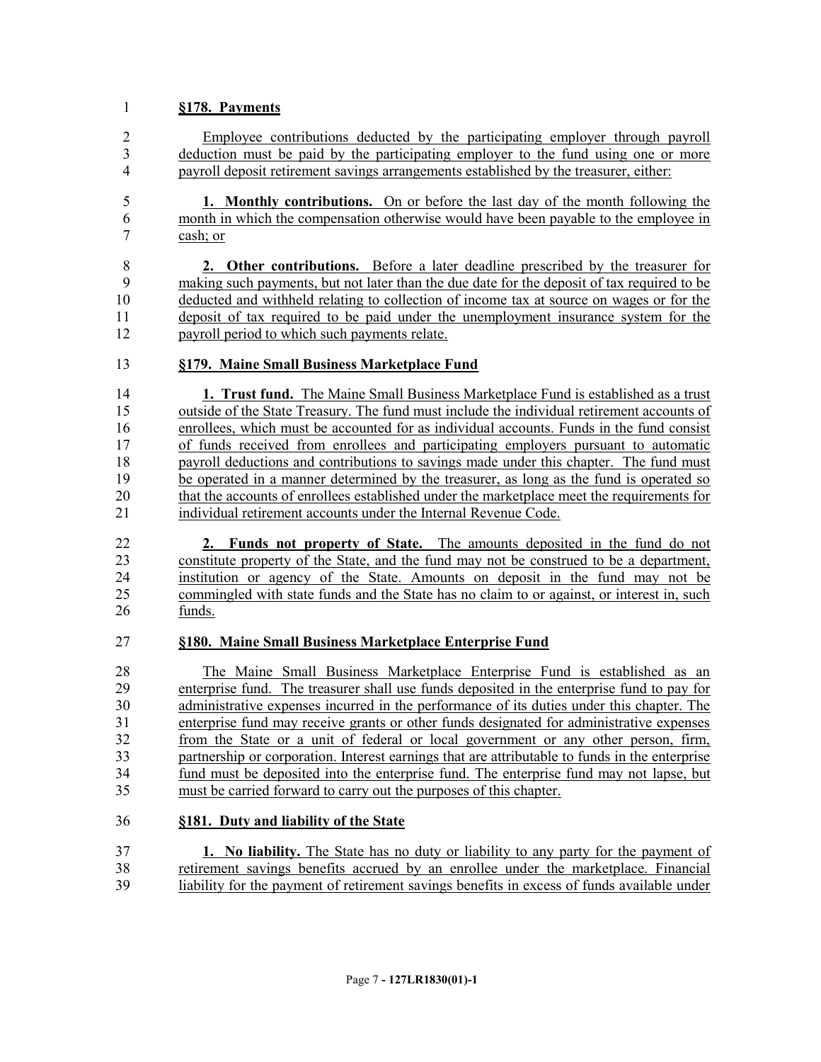**§178. Payments**

Employee contributions deducted by the participating employer through payroll deduction must be paid by the participating employer to the fund using one or more payroll deposit retirement savings arrangements established by the treasurer, either:

**1. Monthly contributions.** On or before the last day of the month following the month in which the compensation otherwise would have been payable to the employee in cash; or

**2. Other contributions.** Before a later deadline prescribed by the treasurer for making such payments, but not later than the due date for the deposit of tax required to be deducted and withheld relating to collection of income tax at source on wages or for the deposit of tax required to be paid under the unemployment insurance system for the payroll period to which such payments relate.

**§179. Maine Small Business Marketplace Fund**

**1. Trust fund.** The Maine Small Business Marketplace Fund is established as a trust outside of the State Treasury. The fund must include the individual retirement accounts of enrollees, which must be accounted for as individual accounts. Funds in the fund consist of funds received from enrollees and participating employers pursuant to automatic payroll deductions and contributions to savings made under this chapter. The fund must be operated in a manner determined by the treasurer, as long as the fund is operated so that the accounts of enrollees established under the marketplace meet the requirements for individual retirement accounts under the Internal Revenue Code.

**2. Funds not property of State.** The amounts deposited in the fund do not constitute property of the State, and the fund may not be construed to be a department, institution or agency of the State. Amounts on deposit in the fund may not be commingled with state funds and the State has no claim to or against, or interest in, such funds.

**§180. Maine Small Business Marketplace Enterprise Fund**

The Maine Small Business Marketplace Enterprise Fund is established as an enterprise fund. The treasurer shall use funds deposited in the enterprise fund to pay for administrative expenses incurred in the performance of its duties under this chapter. The enterprise fund may receive grants or other funds designated for administrative expenses from the State or a unit of federal or local government or any other person, firm, partnership or corporation. Interest earnings that are attributable to funds in the enterprise fund must be deposited into the enterprise fund. The enterprise fund may not lapse, but must be carried forward to carry out the purposes of this chapter.

**§181. Duty and liability of the State**

**1. No liability.** The State has no duty or liability to any party for the payment of retirement savings benefits accrued by an enrollee under the marketplace. Financial liability for the payment of retirement savings benefits in excess of funds available under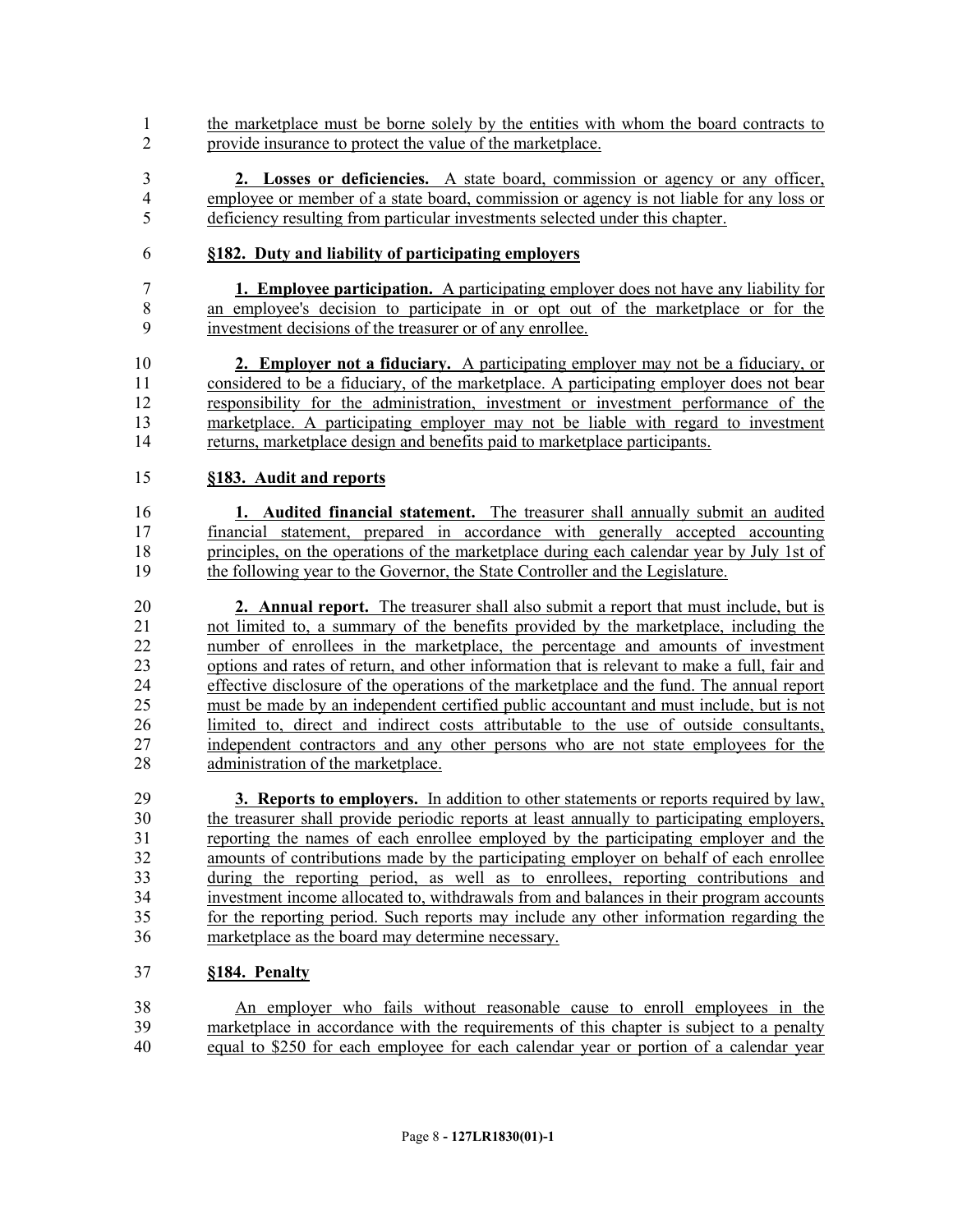the marketplace must be borne solely by the entities with whom the board contracts to provide insurance to protect the value of the marketplace.

**2. Losses or deficiencies.** A state board, commission or agency or any officer, employee or member of a state board, commission or agency is not liable for any loss or deficiency resulting from particular investments selected under this chapter.

**§182. Duty and liability of participating employers**

**1. Employee participation.** A participating employer does not have any liability for an employee's decision to participate in or opt out of the marketplace or for the investment decisions of the treasurer or of any enrollee.

**2. Employer not a fiduciary.** A participating employer may not be a fiduciary, or considered to be a fiduciary, of the marketplace. A participating employer does not bear responsibility for the administration, investment or investment performance of the marketplace. A participating employer may not be liable with regard to investment returns, marketplace design and benefits paid to marketplace participants.

**§183. Audit and reports**

**1. Audited financial statement.** The treasurer shall annually submit an audited financial statement, prepared in accordance with generally accepted accounting principles, on the operations of the marketplace during each calendar year by July 1st of the following year to the Governor, the State Controller and the Legislature.

**2. Annual report.** The treasurer shall also submit a report that must include, but is not limited to, a summary of the benefits provided by the marketplace, including the number of enrollees in the marketplace, the percentage and amounts of investment options and rates of return, and other information that is relevant to make a full, fair and effective disclosure of the operations of the marketplace and the fund. The annual report must be made by an independent certified public accountant and must include, but is not limited to, direct and indirect costs attributable to the use of outside consultants, independent contractors and any other persons who are not state employees for the administration of the marketplace.

**3. Reports to employers.** In addition to other statements or reports required by law, the treasurer shall provide periodic reports at least annually to participating employers, reporting the names of each enrollee employed by the participating employer and the amounts of contributions made by the participating employer on behalf of each enrollee during the reporting period, as well as to enrollees, reporting contributions and investment income allocated to, withdrawals from and balances in their program accounts for the reporting period. Such reports may include any other information regarding the marketplace as the board may determine necessary.

**§184. Penalty**

An employer who fails without reasonable cause to enroll employees in the marketplace in accordance with the requirements of this chapter is subject to a penalty equal to $250 for each employee for each calendar year or portion of a calendar year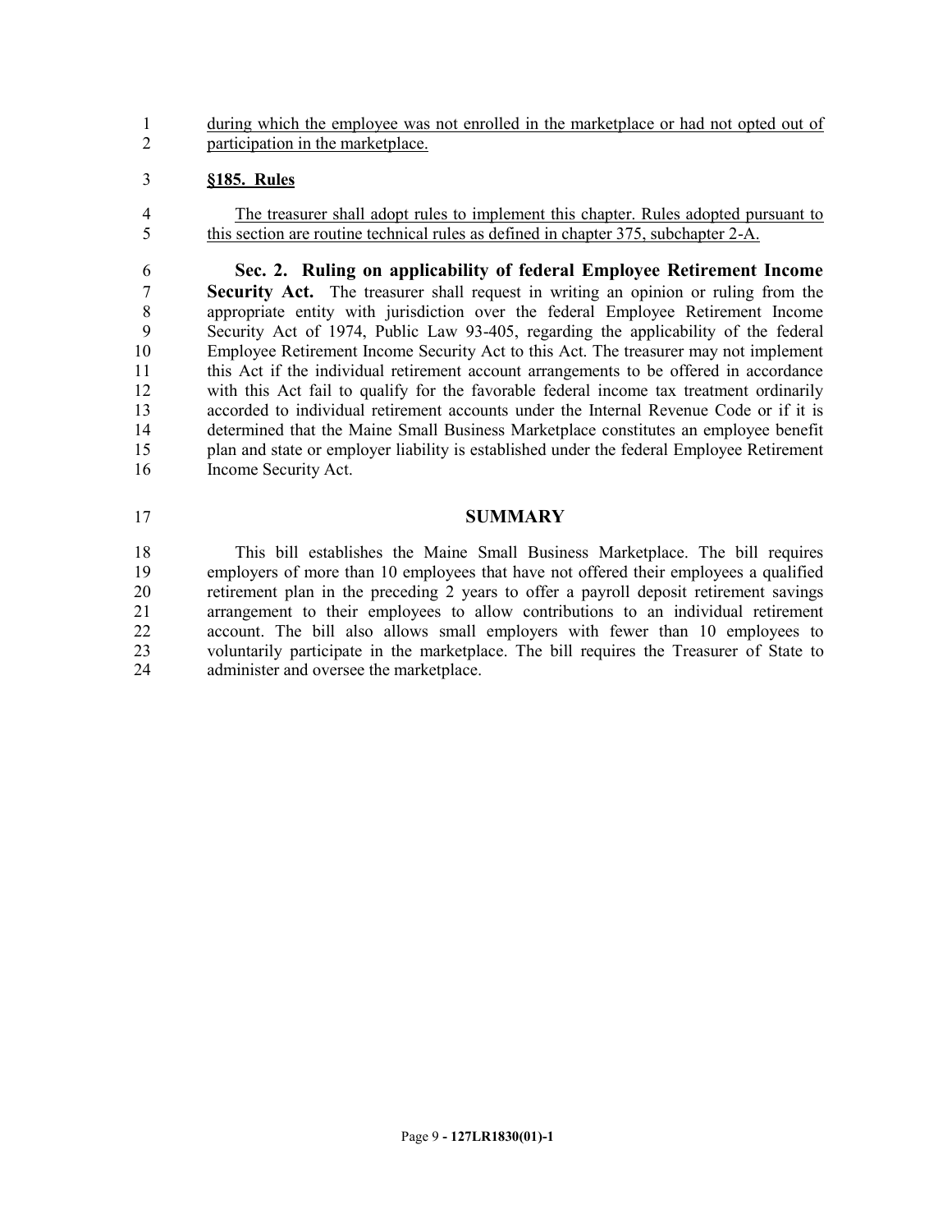during which the employee was not enrolled in the marketplace or had not opted out of participation in the marketplace.

**§185. Rules**

The treasurer shall adopt rules to implement this chapter. Rules adopted pursuant to this section are routine technical rules as defined in chapter 375, subchapter 2-A.

**Sec. 2. Ruling on applicability of federal Employee Retirement Income Security Act.** The treasurer shall request in writing an opinion or ruling from the appropriate entity with jurisdiction over the federal Employee Retirement Income Security Act of 1974, Public Law 93-405, regarding the applicability of the federal Employee Retirement Income Security Act to this Act. The treasurer may not implement this Act if the individual retirement account arrangements to be offered in accordance with this Act fail to qualify for the favorable federal income tax treatment ordinarily accorded to individual retirement accounts under the Internal Revenue Code or if it is determined that the Maine Small Business Marketplace constitutes an employee benefit plan and state or employer liability is established under the federal Employee Retirement Income Security Act.

## SUMMARY

This bill establishes the Maine Small Business Marketplace. The bill requires employers of more than 10 employees that have not offered their employees a qualified retirement plan in the preceding 2 years to offer a payroll deposit retirement savings arrangement to their employees to allow contributions to an individual retirement account. The bill also allows small employers with fewer than 10 employees to voluntarily participate in the marketplace. The bill requires the Treasurer of State to administer and oversee the marketplace.